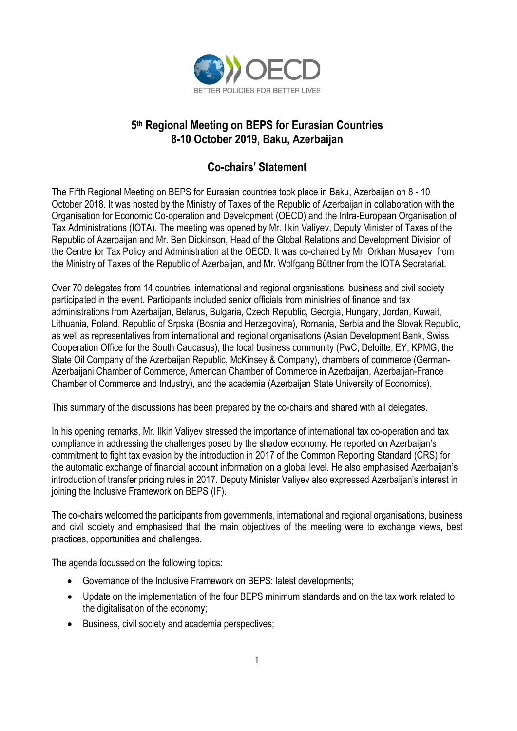# 5th Regional Meeting on BEPS for Eurasian Countries
# 8-10 October 2019, Baku, Azerbaijan

## Co-chairs' Statement

The Fifth Regional Meeting on BEPS for Eurasian countries took place in Baku, Azerbaijan on 8 - 10 October 2018. It was hosted by the Ministry of Taxes of the Republic of Azerbaijan in collaboration with the Organisation for Economic Co-operation and Development (OECD) and the Intra-European Organisation of Tax Administrations (IOTA). The meeting was opened by Mr. Ilkin Valiyev, Deputy Minister of Taxes of the Republic of Azerbaijan and Mr. Ben Dickinson, Head of the Global Relations and Development Division of the Centre for Tax Policy and Administration at the OECD. It was co-chaired by Mr. Orkhan Musayev from the Ministry of Taxes of the Republic of Azerbaijan, and Mr. Wolfgang Büttner from the IOTA Secretariat.

Over 70 delegates from 14 countries, international and regional organisations, business and civil society participated in the event. Participants included senior officials from ministries of finance and tax administrations from Azerbaijan, Belarus, Bulgaria, Czech Republic, Georgia, Hungary, Jordan, Kuwait, Lithuania, Poland, Republic of Srpska (Bosnia and Herzegovina), Romania, Serbia and the Slovak Republic, as well as representatives from international and regional organisations (Asian Development Bank, Swiss Cooperation Office for the South Caucasus), the local business community (PwC, Deloitte, EY, KPMG, the State Oil Company of the Azerbaijan Republic, McKinsey & Company), chambers of commerce (German-Azerbaijani Chamber of Commerce, American Chamber of Commerce in Azerbaijan, Azerbaijan-France Chamber of Commerce and Industry), and the academia (Azerbaijan State University of Economics).

This summary of the discussions has been prepared by the co-chairs and shared with all delegates.

In his opening remarks, Mr. Ilkin Valiyev stressed the importance of international tax co-operation and tax compliance in addressing the challenges posed by the shadow economy. He reported on Azerbaijan's commitment to fight tax evasion by the introduction in 2017 of the Common Reporting Standard (CRS) for the automatic exchange of financial account information on a global level. He also emphasised Azerbaijan's introduction of transfer pricing rules in 2017. Deputy Minister Valiyev also expressed Azerbaijan's interest in joining the Inclusive Framework on BEPS (IF).

The co-chairs welcomed the participants from governments, international and regional organisations, business and civil society and emphasised that the main objectives of the meeting were to exchange views, best practices, opportunities and challenges.

The agenda focussed on the following topics:

- Governance of the Inclusive Framework on BEPS: latest developments;
- Update on the implementation of the four BEPS minimum standards and on the tax work related to the digitalisation of the economy;
- Business, civil society and academia perspectives;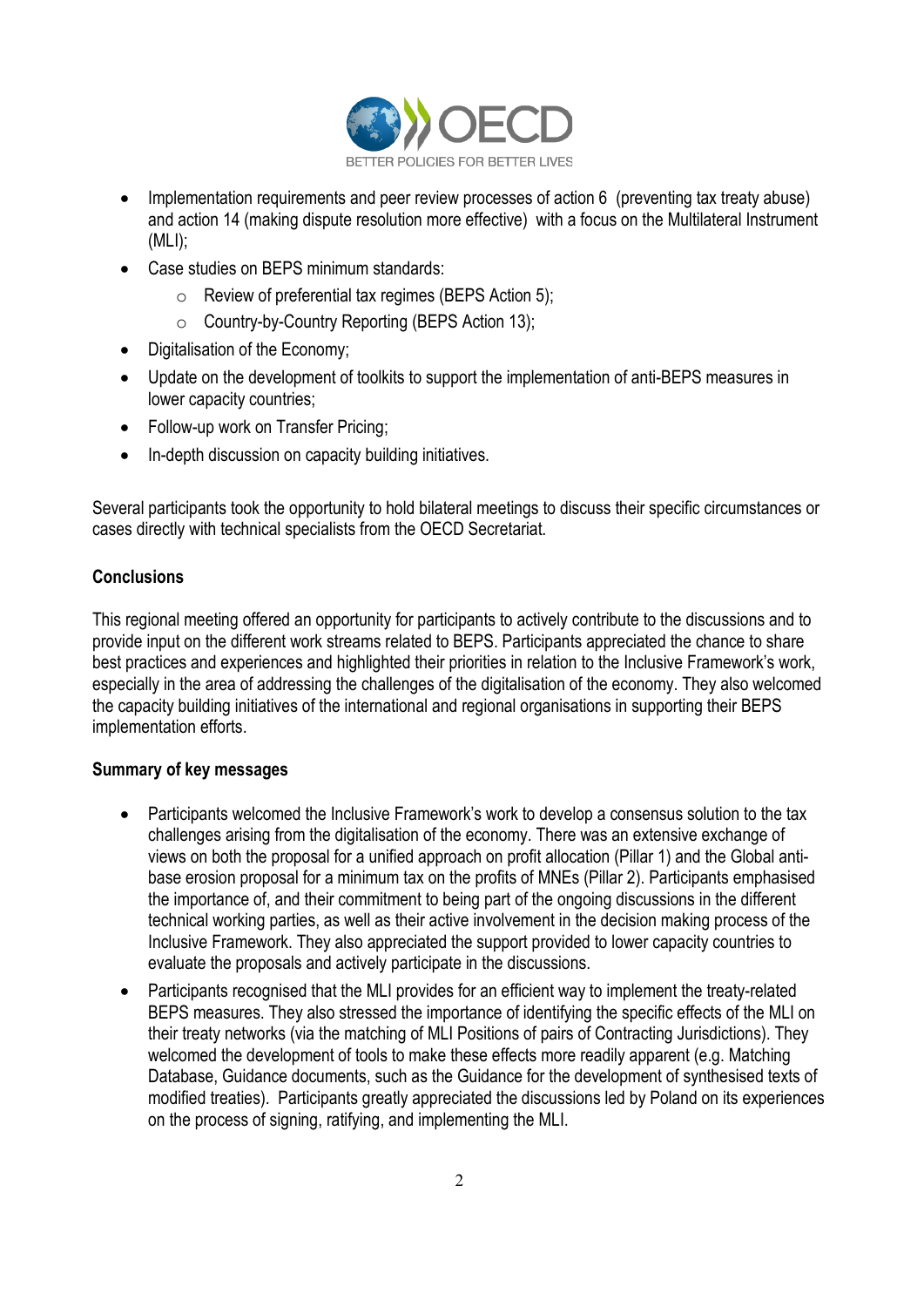- Implementation requirements and peer review processes of action 6 (preventing tax treaty abuse) and action 14 (making dispute resolution more effective) with a focus on the Multilateral Instrument (MLI);
- Case studies on BEPS minimum standards:
  - Review of preferential tax regimes (BEPS Action 5);
  - Country-by-Country Reporting (BEPS Action 13);
- Digitalisation of the Economy;
- Update on the development of toolkits to support the implementation of anti-BEPS measures in lower capacity countries;
- Follow-up work on Transfer Pricing;
- In-depth discussion on capacity building initiatives.

Several participants took the opportunity to hold bilateral meetings to discuss their specific circumstances or cases directly with technical specialists from the OECD Secretariat.

**Conclusions**

This regional meeting offered an opportunity for participants to actively contribute to the discussions and to provide input on the different work streams related to BEPS. Participants appreciated the chance to share best practices and experiences and highlighted their priorities in relation to the Inclusive Framework's work, especially in the area of addressing the challenges of the digitalisation of the economy. They also welcomed the capacity building initiatives of the international and regional organisations in supporting their BEPS implementation efforts.

**Summary of key messages**

- Participants welcomed the Inclusive Framework's work to develop a consensus solution to the tax challenges arising from the digitalisation of the economy. There was an extensive exchange of views on both the proposal for a unified approach on profit allocation (Pillar 1) and the Global anti-base erosion proposal for a minimum tax on the profits of MNEs (Pillar 2). Participants emphasised the importance of, and their commitment to being part of the ongoing discussions in the different technical working parties, as well as their active involvement in the decision making process of the Inclusive Framework. They also appreciated the support provided to lower capacity countries to evaluate the proposals and actively participate in the discussions.
- Participants recognised that the MLI provides for an efficient way to implement the treaty-related BEPS measures. They also stressed the importance of identifying the specific effects of the MLI on their treaty networks (via the matching of MLI Positions of pairs of Contracting Jurisdictions). They welcomed the development of tools to make these effects more readily apparent (e.g. Matching Database, Guidance documents, such as the Guidance for the development of synthesised texts of modified treaties). Participants greatly appreciated the discussions led by Poland on its experiences on the process of signing, ratifying, and implementing the MLI.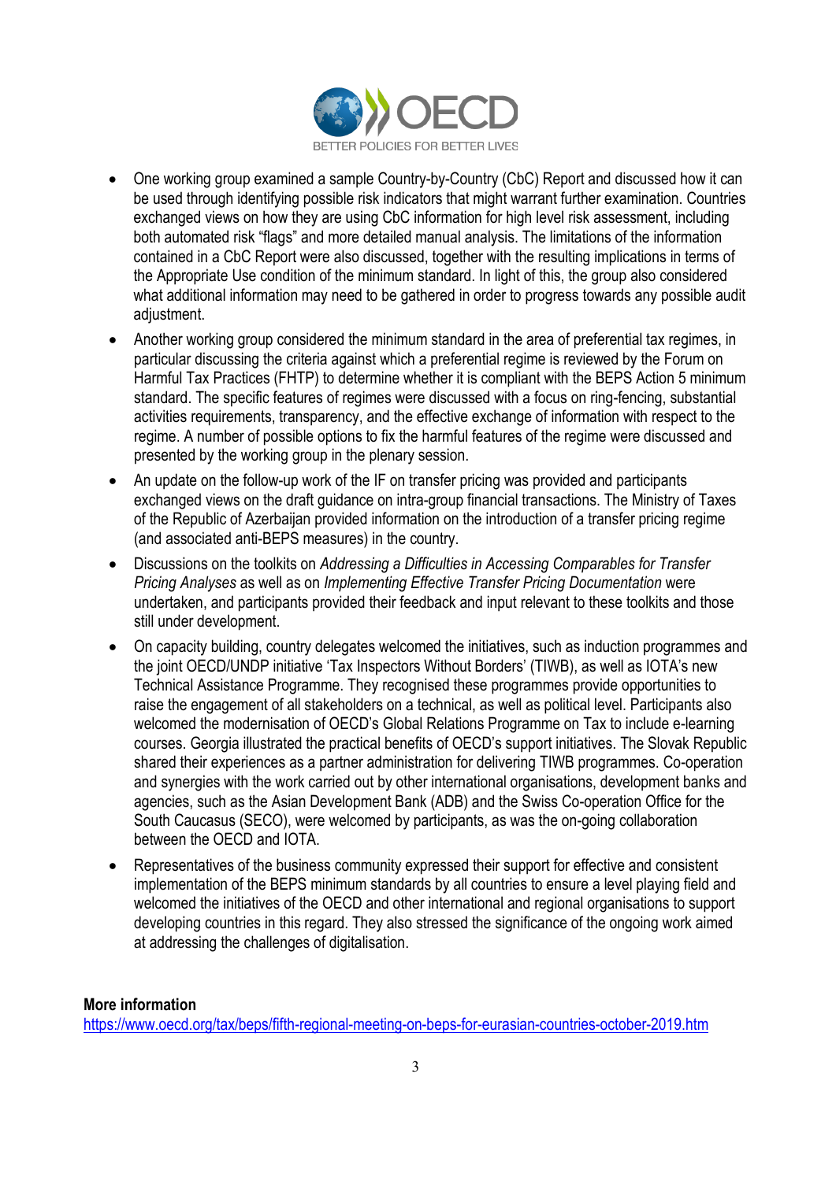- One working group examined a sample Country-by-Country (CbC) Report and discussed how it can be used through identifying possible risk indicators that might warrant further examination. Countries exchanged views on how they are using CbC information for high level risk assessment, including both automated risk "flags" and more detailed manual analysis. The limitations of the information contained in a CbC Report were also discussed, together with the resulting implications in terms of the Appropriate Use condition of the minimum standard. In light of this, the group also considered what additional information may need to be gathered in order to progress towards any possible audit adjustment.
- Another working group considered the minimum standard in the area of preferential tax regimes, in particular discussing the criteria against which a preferential regime is reviewed by the Forum on Harmful Tax Practices (FHTP) to determine whether it is compliant with the BEPS Action 5 minimum standard. The specific features of regimes were discussed with a focus on ring-fencing, substantial activities requirements, transparency, and the effective exchange of information with respect to the regime. A number of possible options to fix the harmful features of the regime were discussed and presented by the working group in the plenary session.
- An update on the follow-up work of the IF on transfer pricing was provided and participants exchanged views on the draft guidance on intra-group financial transactions. The Ministry of Taxes of the Republic of Azerbaijan provided information on the introduction of a transfer pricing regime (and associated anti-BEPS measures) in the country.
- Discussions on the toolkits on *Addressing a Difficulties in Accessing Comparables for Transfer Pricing Analyses* as well as on *Implementing Effective Transfer Pricing Documentation* were undertaken, and participants provided their feedback and input relevant to these toolkits and those still under development.
- On capacity building, country delegates welcomed the initiatives, such as induction programmes and the joint OECD/UNDP initiative 'Tax Inspectors Without Borders' (TIWB), as well as IOTA's new Technical Assistance Programme. They recognised these programmes provide opportunities to raise the engagement of all stakeholders on a technical, as well as political level. Participants also welcomed the modernisation of OECD's Global Relations Programme on Tax to include e-learning courses. Georgia illustrated the practical benefits of OECD's support initiatives. The Slovak Republic shared their experiences as a partner administration for delivering TIWB programmes. Co-operation and synergies with the work carried out by other international organisations, development banks and agencies, such as the Asian Development Bank (ADB) and the Swiss Co-operation Office for the South Caucasus (SECO), were welcomed by participants, as was the on-going collaboration between the OECD and IOTA.
- Representatives of the business community expressed their support for effective and consistent implementation of the BEPS minimum standards by all countries to ensure a level playing field and welcomed the initiatives of the OECD and other international and regional organisations to support developing countries in this regard. They also stressed the significance of the ongoing work aimed at addressing the challenges of digitalisation.

**More information**

https://www.oecd.org/tax/beps/fifth-regional-meeting-on-beps-for-eurasian-countries-october-2019.htm